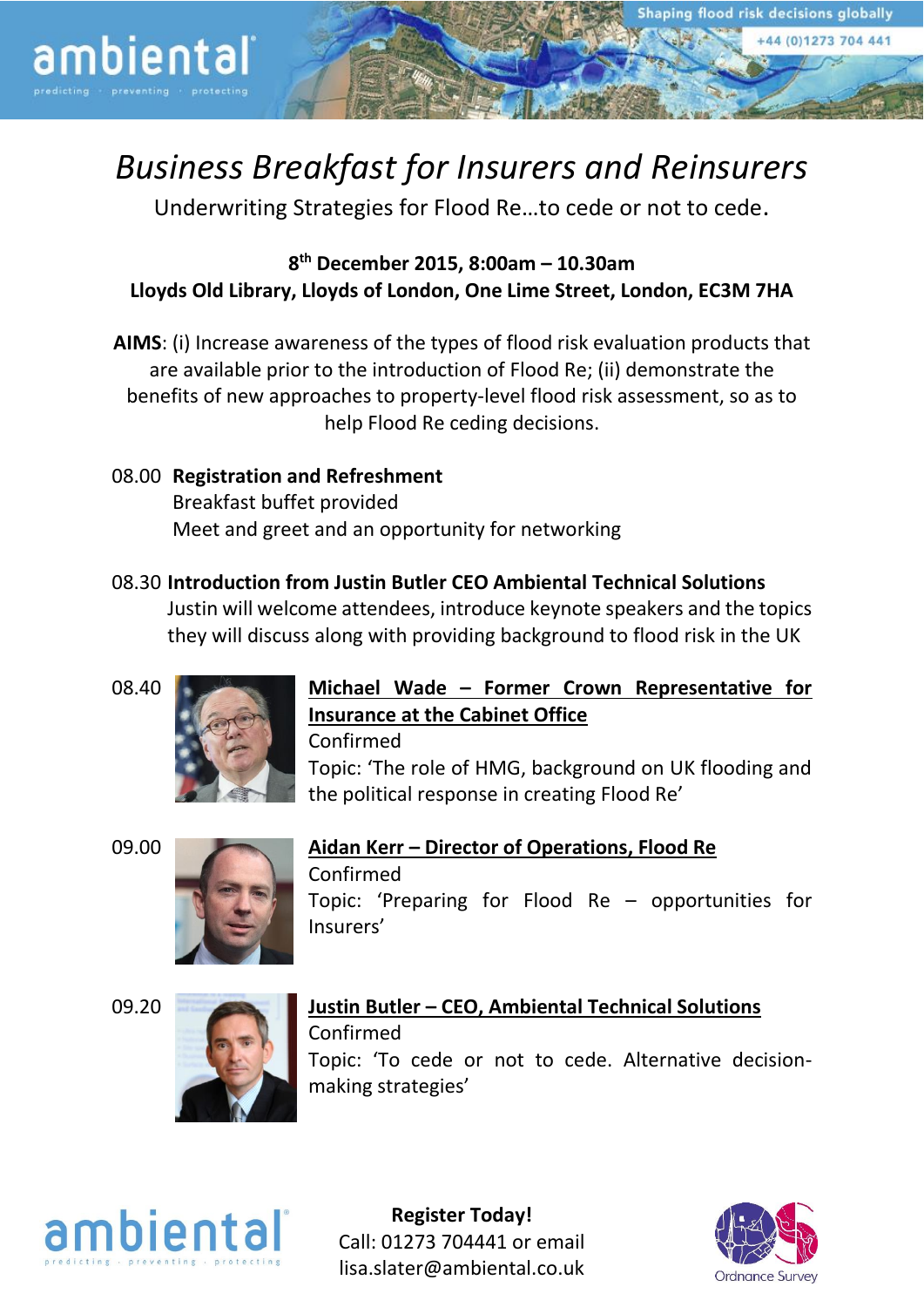ambiental

predicting · preventing · protecting

Shaping flood risk decisions globally

+44 (0)1273 704 441

# *Business Breakfast for Insurers and Reinsurers*

Underwriting Strategies for Flood Re…to cede or not to cede.

**8th December 2015, 8:00am – 10.30am**
**Lloyds Old Library, Lloyds of London, One Lime Street, London, EC3M 7HA**

**AIMS**: (i) Increase awareness of the types of flood risk evaluation products that are available prior to the introduction of Flood Re; (ii) demonstrate the benefits of new approaches to property-level flood risk assessment, so as to help Flood Re ceding decisions.

08.00 **Registration and Refreshment**
Breakfast buffet provided
Meet and greet and an opportunity for networking

08.30 **Introduction from Justin Butler CEO Ambiental Technical Solutions**
Justin will welcome attendees, introduce keynote speakers and the topics they will discuss along with providing background to flood risk in the UK

08.40 **Michael Wade – Former Crown Representative for Insurance at the Cabinet Office**
Confirmed
Topic: 'The role of HMG, background on UK flooding and the political response in creating Flood Re'

09.00 **Aidan Kerr – Director of Operations, Flood Re**
Confirmed
Topic: 'Preparing for Flood Re – opportunities for Insurers'

09.20 **Justin Butler – CEO, Ambiental Technical Solutions**
Confirmed
Topic: 'To cede or not to cede. Alternative decision-making strategies'

ambiental

predicting · preventing · protecting

**Register Today!**
Call: 01273 704441 or email
lisa.slater@ambiental.co.uk

Ordnance Survey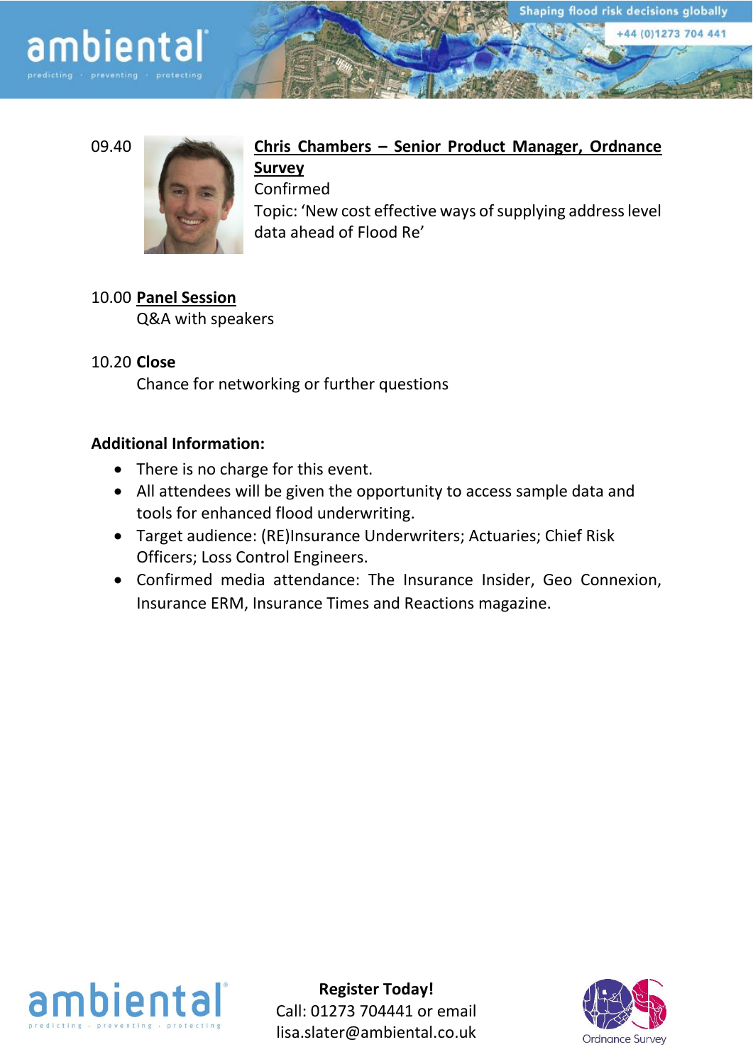09.40 **Chris Chambers – Senior Product Manager, Ordnance Survey**
Confirmed
Topic: 'New cost effective ways of supplying address level data ahead of Flood Re'

10.00 **Panel Session**
Q&A with speakers

10.20 **Close**
Chance for networking or further questions

**Additional Information:**

- There is no charge for this event.
- All attendees will be given the opportunity to access sample data and tools for enhanced flood underwriting.
- Target audience: (RE)Insurance Underwriters; Actuaries; Chief Risk Officers; Loss Control Engineers.
- Confirmed media attendance: The Insurance Insider, Geo Connexion, Insurance ERM, Insurance Times and Reactions magazine.

**Register Today!**
Call: 01273 704441 or email lisa.slater@ambiental.co.uk